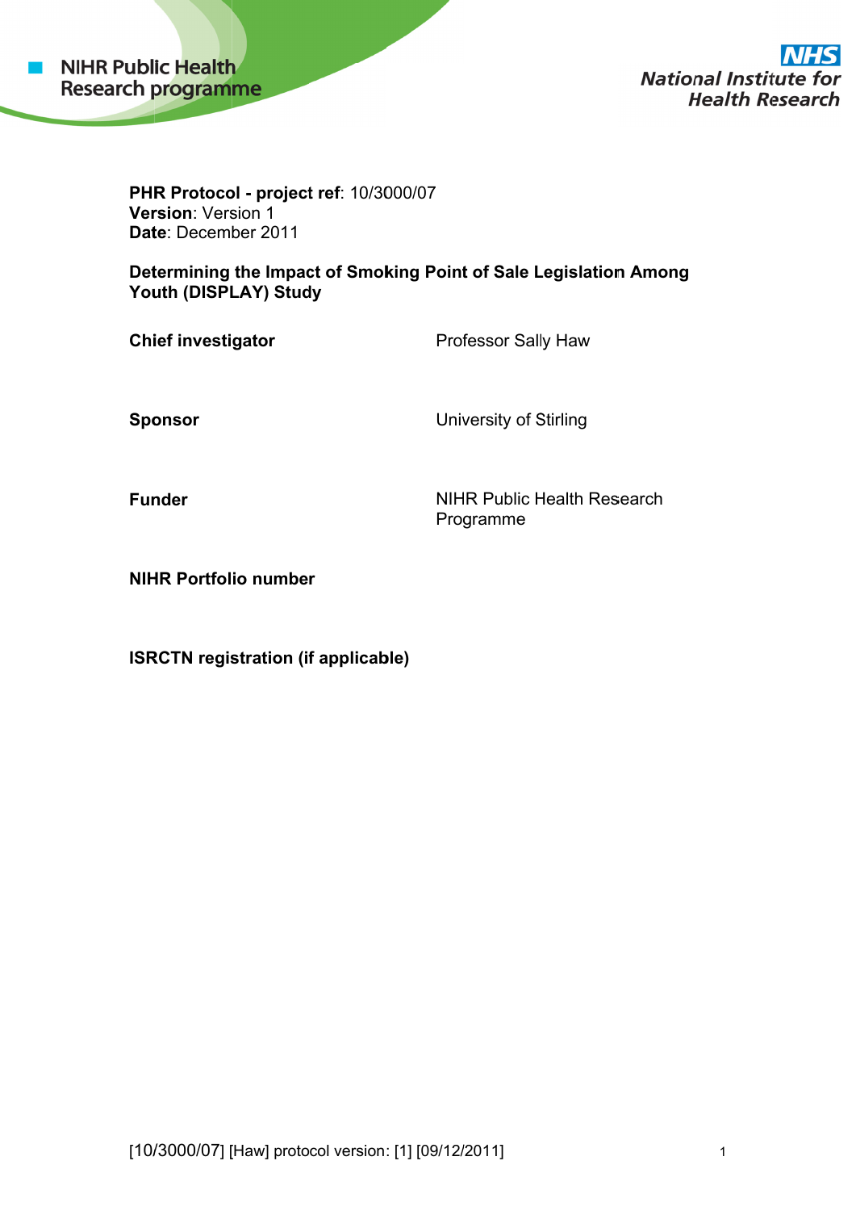NIHR Public Health Research programme

NHS National Institute for Health Research

**PHR Protocol - project ref**: 10/3000/07
**Version**: Version 1
**Date**: December 2011

# Determining the Impact of Smoking Point of Sale Legislation Among Youth (DISPLAY) Study

| | |
|---|---|
| **Chief investigator** | Professor Sally Haw |
| **Sponsor** | University of Stirling |
| **Funder** | NIHR Public Health Research Programme |
| **NIHR Portfolio number** | |
| **ISRCTN registration (if applicable)** | |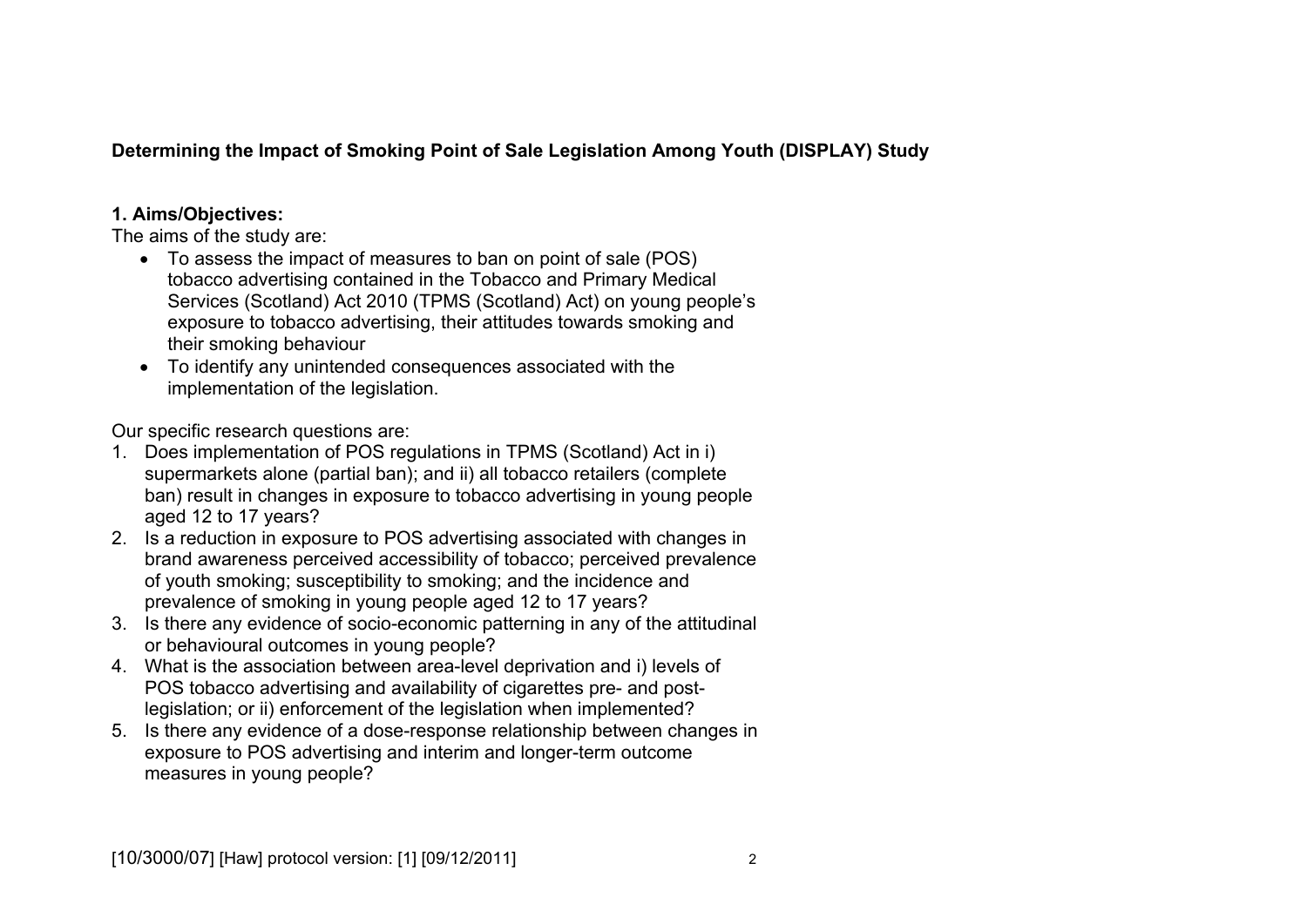**Determining the Impact of Smoking Point of Sale Legislation Among Youth (DISPLAY) Study**

**1. Aims/Objectives:**

The aims of the study are:

- To assess the impact of measures to ban on point of sale (POS) tobacco advertising contained in the Tobacco and Primary Medical Services (Scotland) Act 2010 (TPMS (Scotland) Act) on young people's exposure to tobacco advertising, their attitudes towards smoking and their smoking behaviour
- To identify any unintended consequences associated with the implementation of the legislation.

Our specific research questions are:

1. Does implementation of POS regulations in TPMS (Scotland) Act in i) supermarkets alone (partial ban); and ii) all tobacco retailers (complete ban) result in changes in exposure to tobacco advertising in young people aged 12 to 17 years?
2. Is a reduction in exposure to POS advertising associated with changes in brand awareness perceived accessibility of tobacco; perceived prevalence of youth smoking; susceptibility to smoking; and the incidence and prevalence of smoking in young people aged 12 to 17 years?
3. Is there any evidence of socio-economic patterning in any of the attitudinal or behavioural outcomes in young people?
4. What is the association between area-level deprivation and i) levels of POS tobacco advertising and availability of cigarettes pre- and post-legislation; or ii) enforcement of the legislation when implemented?
5. Is there any evidence of a dose-response relationship between changes in exposure to POS advertising and interim and longer-term outcome measures in young people?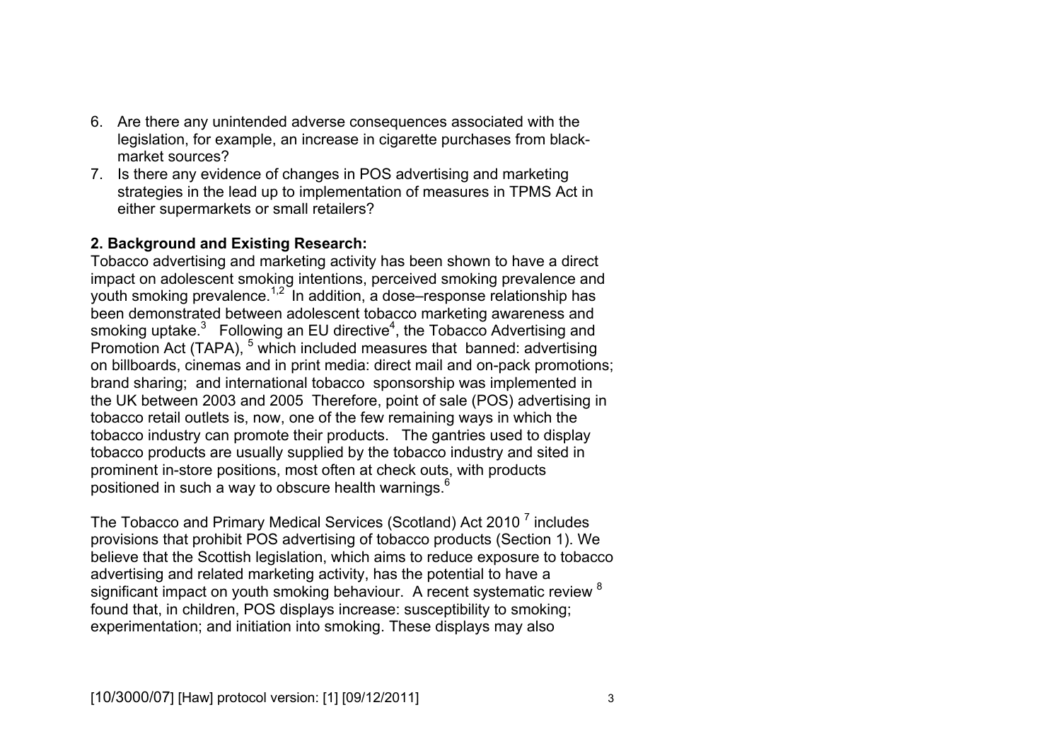6. Are there any unintended adverse consequences associated with the legislation, for example, an increase in cigarette purchases from black-market sources?
7. Is there any evidence of changes in POS advertising and marketing strategies in the lead up to implementation of measures in TPMS Act in either supermarkets or small retailers?

**2. Background and Existing Research:**

Tobacco advertising and marketing activity has been shown to have a direct impact on adolescent smoking intentions, perceived smoking prevalence and youth smoking prevalence.[1,2] In addition, a dose–response relationship has been demonstrated between adolescent tobacco marketing awareness and smoking uptake.[3] Following an EU directive[4], the Tobacco Advertising and Promotion Act (TAPA), [5] which included measures that banned: advertising on billboards, cinemas and in print media: direct mail and on-pack promotions; brand sharing; and international tobacco sponsorship was implemented in the UK between 2003 and 2005 Therefore, point of sale (POS) advertising in tobacco retail outlets is, now, one of the few remaining ways in which the tobacco industry can promote their products. The gantries used to display tobacco products are usually supplied by the tobacco industry and sited in prominent in-store positions, most often at check outs, with products positioned in such a way to obscure health warnings.[6]

The Tobacco and Primary Medical Services (Scotland) Act 2010 [7] includes provisions that prohibit POS advertising of tobacco products (Section 1). We believe that the Scottish legislation, which aims to reduce exposure to tobacco advertising and related marketing activity, has the potential to have a significant impact on youth smoking behaviour. A recent systematic review [8] found that, in children, POS displays increase: susceptibility to smoking; experimentation; and initiation into smoking. These displays may also

[10/3000/07] [Haw] protocol version: [1] [09/12/2011]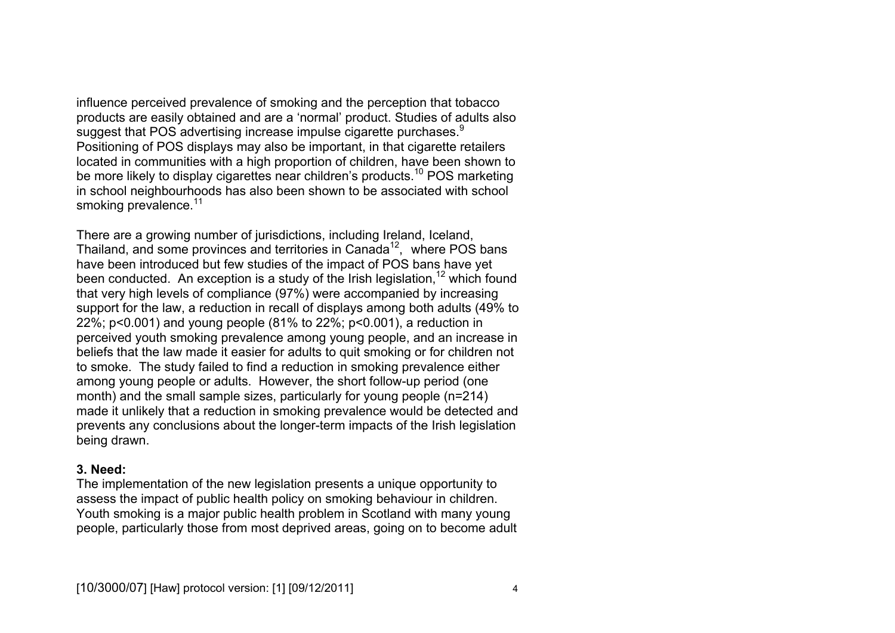influence perceived prevalence of smoking and the perception that tobacco products are easily obtained and are a 'normal' product. Studies of adults also suggest that POS advertising increase impulse cigarette purchases.[9] Positioning of POS displays may also be important, in that cigarette retailers located in communities with a high proportion of children, have been shown to be more likely to display cigarettes near children's products.[10] POS marketing in school neighbourhoods has also been shown to be associated with school smoking prevalence.[11]

There are a growing number of jurisdictions, including Ireland, Iceland, Thailand, and some provinces and territories in Canada[12], where POS bans have been introduced but few studies of the impact of POS bans have yet been conducted. An exception is a study of the Irish legislation,[12] which found that very high levels of compliance (97%) were accompanied by increasing support for the law, a reduction in recall of displays among both adults (49% to 22%; $p<0.001$) and young people (81% to 22%; $p<0.001$), a reduction in perceived youth smoking prevalence among young people, and an increase in beliefs that the law made it easier for adults to quit smoking or for children not to smoke. The study failed to find a reduction in smoking prevalence either among young people or adults. However, the short follow-up period (one month) and the small sample sizes, particularly for young people ($n=214$) made it unlikely that a reduction in smoking prevalence would be detected and prevents any conclusions about the longer-term impacts of the Irish legislation being drawn.

**3. Need:**

The implementation of the new legislation presents a unique opportunity to assess the impact of public health policy on smoking behaviour in children. Youth smoking is a major public health problem in Scotland with many young people, particularly those from most deprived areas, going on to become adult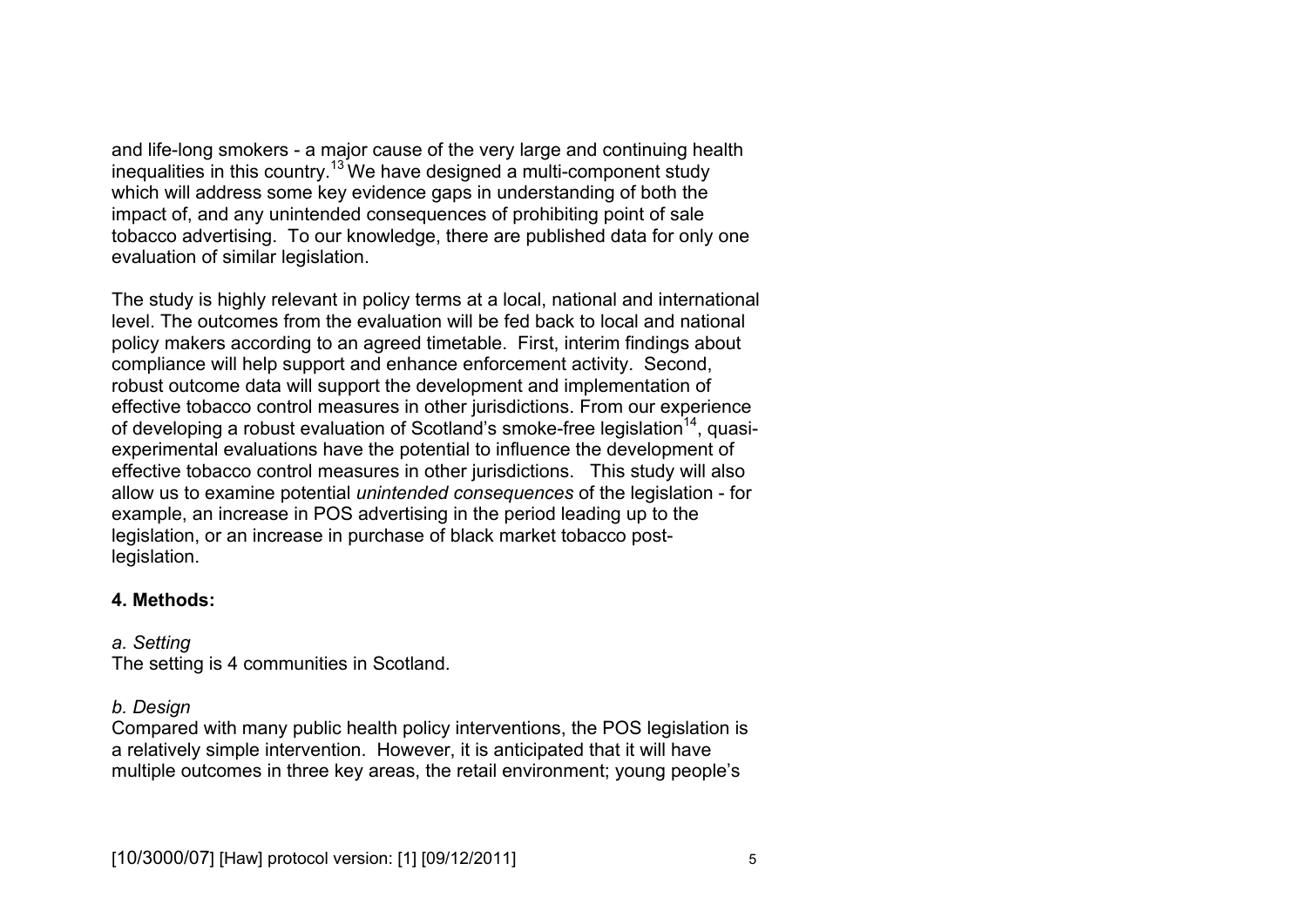and life-long smokers - a major cause of the very large and continuing health inequalities in this country.[13] We have designed a multi-component study which will address some key evidence gaps in understanding of both the impact of, and any unintended consequences of prohibiting point of sale tobacco advertising. To our knowledge, there are published data for only one evaluation of similar legislation.

The study is highly relevant in policy terms at a local, national and international level. The outcomes from the evaluation will be fed back to local and national policy makers according to an agreed timetable. First, interim findings about compliance will help support and enhance enforcement activity. Second, robust outcome data will support the development and implementation of effective tobacco control measures in other jurisdictions. From our experience of developing a robust evaluation of Scotland's smoke-free legislation[14], quasi-experimental evaluations have the potential to influence the development of effective tobacco control measures in other jurisdictions. This study will also allow us to examine potential *unintended consequences* of the legislation - for example, an increase in POS advertising in the period leading up to the legislation, or an increase in purchase of black market tobacco post-legislation.

**4. Methods:**

*a. Setting*

The setting is 4 communities in Scotland.

*b. Design*

Compared with many public health policy interventions, the POS legislation is a relatively simple intervention. However, it is anticipated that it will have multiple outcomes in three key areas, the retail environment; young people's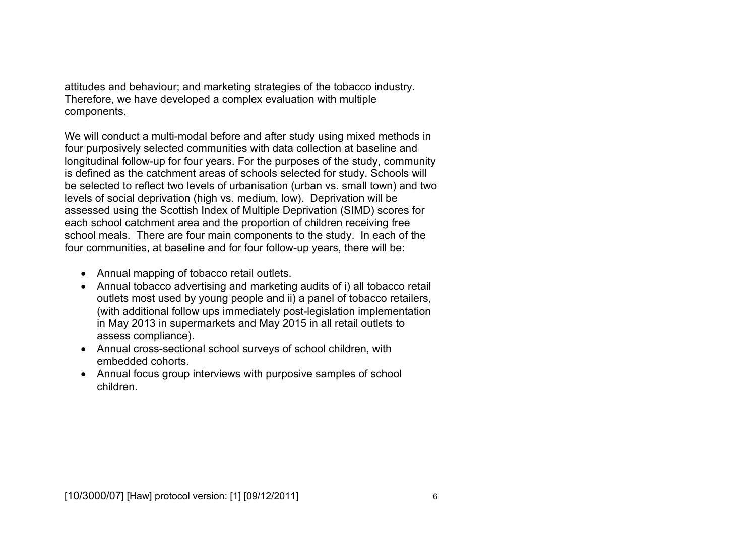attitudes and behaviour; and marketing strategies of the tobacco industry. Therefore, we have developed a complex evaluation with multiple components.

We will conduct a multi-modal before and after study using mixed methods in four purposively selected communities with data collection at baseline and longitudinal follow-up for four years. For the purposes of the study, community is defined as the catchment areas of schools selected for study. Schools will be selected to reflect two levels of urbanisation (urban vs. small town) and two levels of social deprivation (high vs. medium, low). Deprivation will be assessed using the Scottish Index of Multiple Deprivation (SIMD) scores for each school catchment area and the proportion of children receiving free school meals. There are four main components to the study. In each of the four communities, at baseline and for four follow-up years, there will be:

- Annual mapping of tobacco retail outlets.
- Annual tobacco advertising and marketing audits of i) all tobacco retail outlets most used by young people and ii) a panel of tobacco retailers, (with additional follow ups immediately post-legislation implementation in May 2013 in supermarkets and May 2015 in all retail outlets to assess compliance).
- Annual cross-sectional school surveys of school children, with embedded cohorts.
- Annual focus group interviews with purposive samples of school children.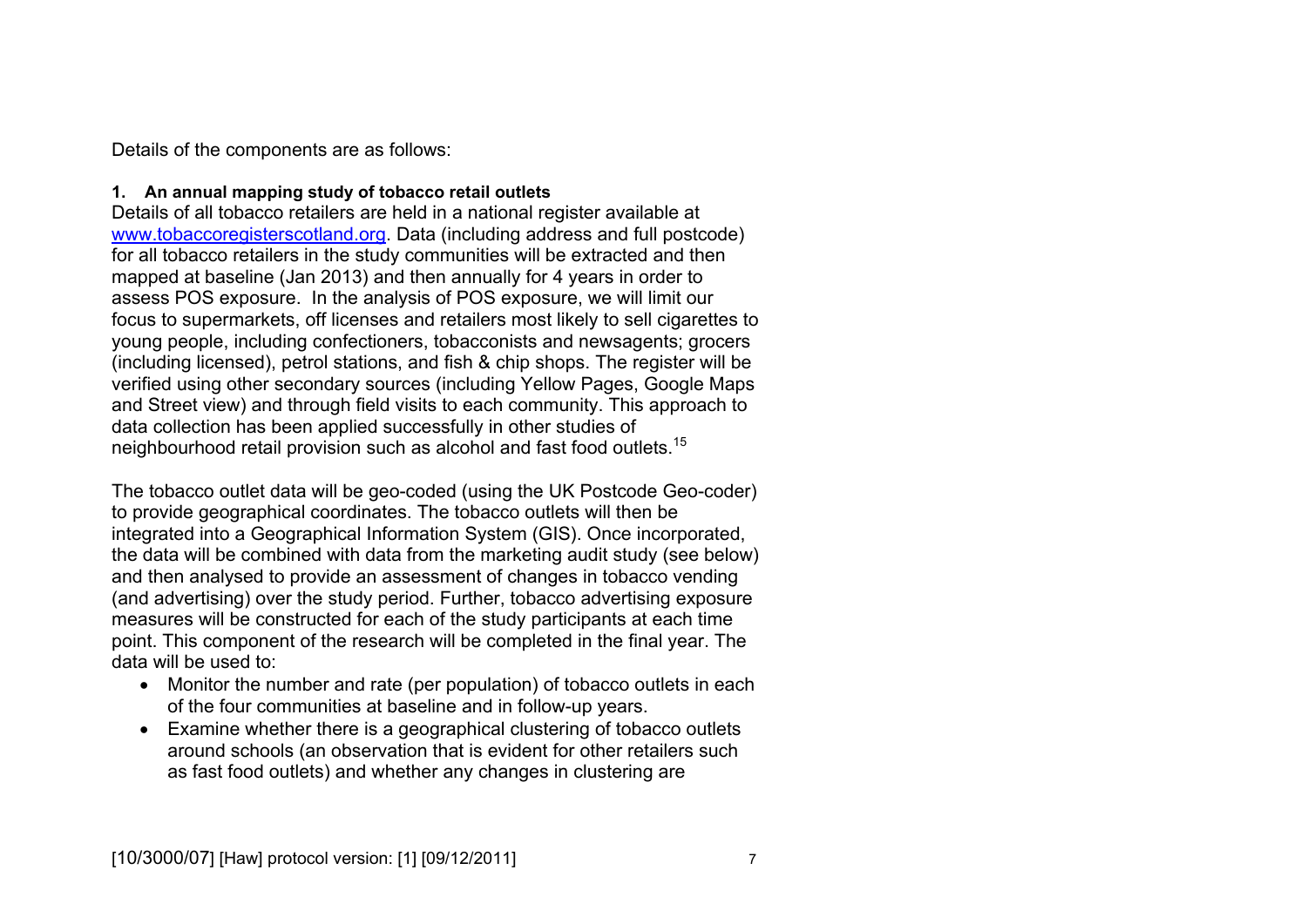Details of the components are as follows:

**1. An annual mapping study of tobacco retail outlets**

Details of all tobacco retailers are held in a national register available at [www.tobaccoregisterscotland.org](www.tobaccoregisterscotland.org). Data (including address and full postcode) for all tobacco retailers in the study communities will be extracted and then mapped at baseline (Jan 2013) and then annually for 4 years in order to assess POS exposure. In the analysis of POS exposure, we will limit our focus to supermarkets, off licenses and retailers most likely to sell cigarettes to young people, including confectioners, tobacconists and newsagents; grocers (including licensed), petrol stations, and fish & chip shops. The register will be verified using other secondary sources (including Yellow Pages, Google Maps and Street view) and through field visits to each community. This approach to data collection has been applied successfully in other studies of neighbourhood retail provision such as alcohol and fast food outlets.[15]

The tobacco outlet data will be geo-coded (using the UK Postcode Geo-coder) to provide geographical coordinates. The tobacco outlets will then be integrated into a Geographical Information System (GIS). Once incorporated, the data will be combined with data from the marketing audit study (see below) and then analysed to provide an assessment of changes in tobacco vending (and advertising) over the study period. Further, tobacco advertising exposure measures will be constructed for each of the study participants at each time point. This component of the research will be completed in the final year. The data will be used to:

- Monitor the number and rate (per population) of tobacco outlets in each of the four communities at baseline and in follow-up years.
- Examine whether there is a geographical clustering of tobacco outlets around schools (an observation that is evident for other retailers such as fast food outlets) and whether any changes in clustering are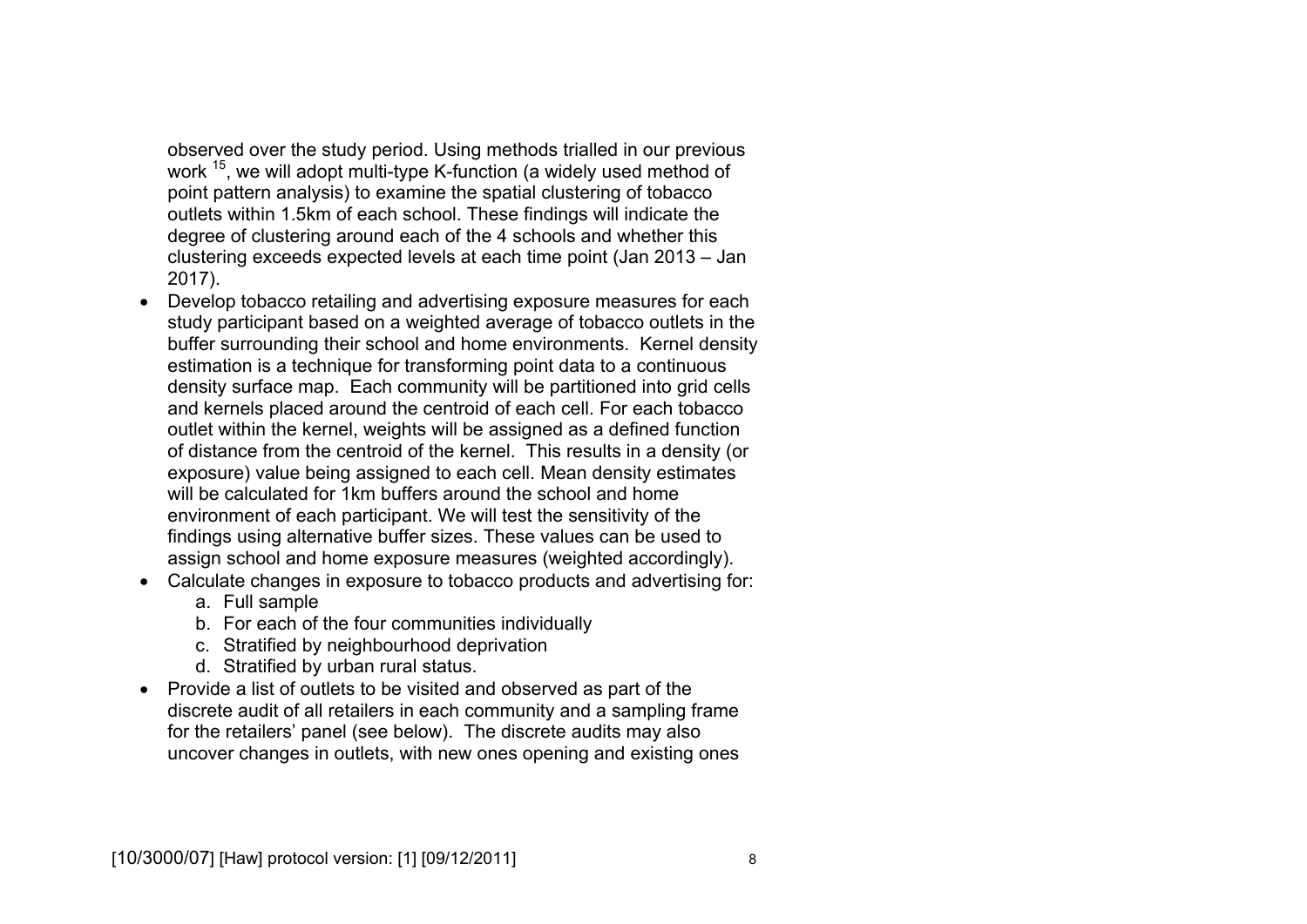observed over the study period. Using methods trialled in our previous work [15], we will adopt multi-type K-function (a widely used method of point pattern analysis) to examine the spatial clustering of tobacco outlets within 1.5km of each school. These findings will indicate the degree of clustering around each of the 4 schools and whether this clustering exceeds expected levels at each time point (Jan 2013 – Jan 2017).

- Develop tobacco retailing and advertising exposure measures for each study participant based on a weighted average of tobacco outlets in the buffer surrounding their school and home environments. Kernel density estimation is a technique for transforming point data to a continuous density surface map. Each community will be partitioned into grid cells and kernels placed around the centroid of each cell. For each tobacco outlet within the kernel, weights will be assigned as a defined function of distance from the centroid of the kernel. This results in a density (or exposure) value being assigned to each cell. Mean density estimates will be calculated for 1km buffers around the school and home environment of each participant. We will test the sensitivity of the findings using alternative buffer sizes. These values can be used to assign school and home exposure measures (weighted accordingly).
- Calculate changes in exposure to tobacco products and advertising for:
    a. Full sample
    b. For each of the four communities individually
    c. Stratified by neighbourhood deprivation
    d. Stratified by urban rural status.
- Provide a list of outlets to be visited and observed as part of the discrete audit of all retailers in each community and a sampling frame for the retailers' panel (see below). The discrete audits may also uncover changes in outlets, with new ones opening and existing ones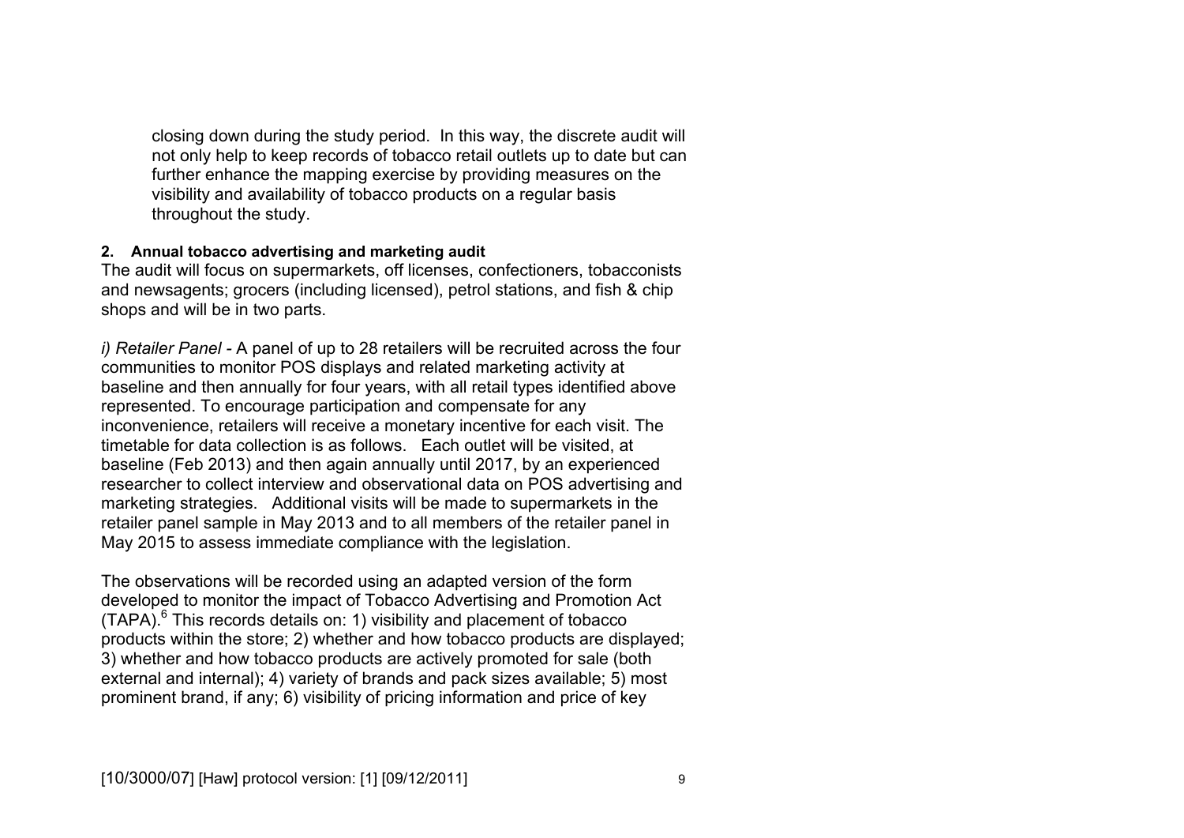closing down during the study period. In this way, the discrete audit will not only help to keep records of tobacco retail outlets up to date but can further enhance the mapping exercise by providing measures on the visibility and availability of tobacco products on a regular basis throughout the study.

**2. Annual tobacco advertising and marketing audit**

The audit will focus on supermarkets, off licenses, confectioners, tobacconists and newsagents; grocers (including licensed), petrol stations, and fish & chip shops and will be in two parts.

*i) Retailer Panel* - A panel of up to 28 retailers will be recruited across the four communities to monitor POS displays and related marketing activity at baseline and then annually for four years, with all retail types identified above represented. To encourage participation and compensate for any inconvenience, retailers will receive a monetary incentive for each visit. The timetable for data collection is as follows. Each outlet will be visited, at baseline (Feb 2013) and then again annually until 2017, by an experienced researcher to collect interview and observational data on POS advertising and marketing strategies. Additional visits will be made to supermarkets in the retailer panel sample in May 2013 and to all members of the retailer panel in May 2015 to assess immediate compliance with the legislation.

The observations will be recorded using an adapted version of the form developed to monitor the impact of Tobacco Advertising and Promotion Act (TAPA).[6] This records details on: 1) visibility and placement of tobacco products within the store; 2) whether and how tobacco products are displayed; 3) whether and how tobacco products are actively promoted for sale (both external and internal); 4) variety of brands and pack sizes available; 5) most prominent brand, if any; 6) visibility of pricing information and price of key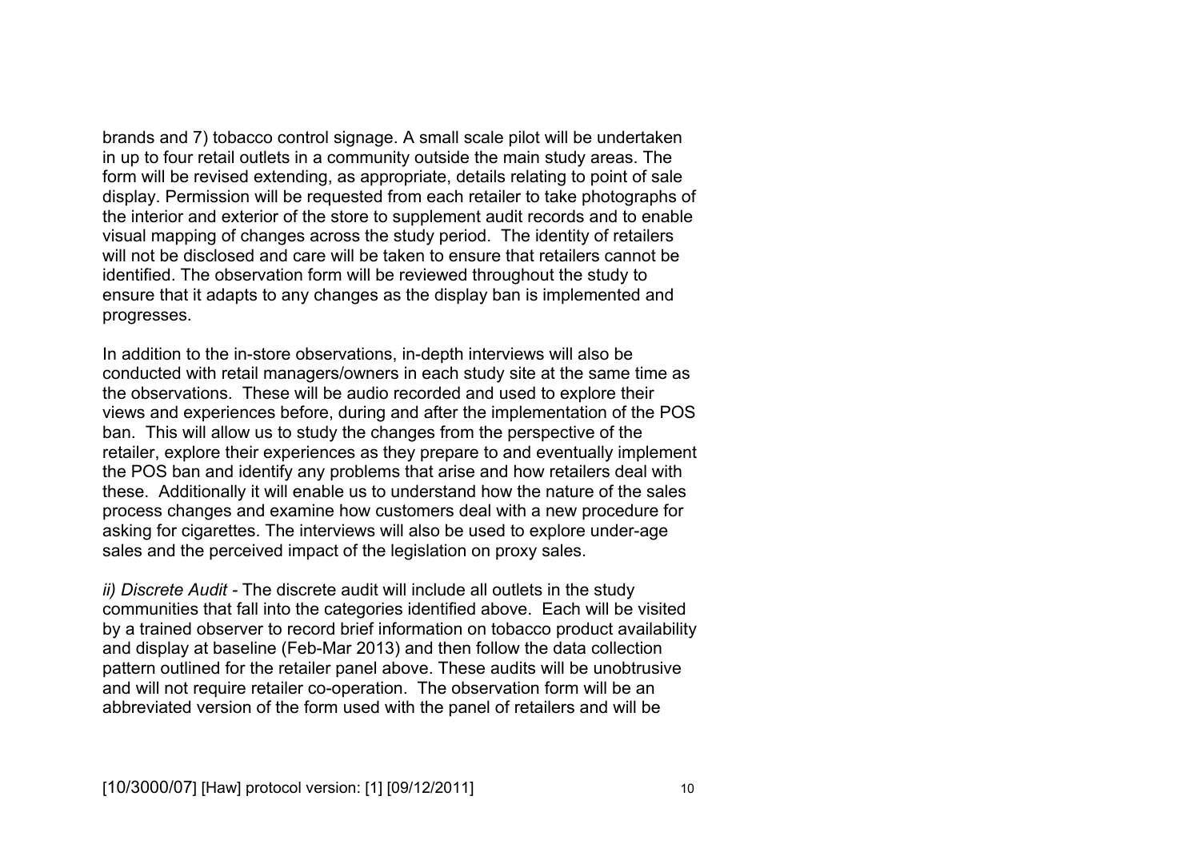brands and 7) tobacco control signage. A small scale pilot will be undertaken in up to four retail outlets in a community outside the main study areas. The form will be revised extending, as appropriate, details relating to point of sale display. Permission will be requested from each retailer to take photographs of the interior and exterior of the store to supplement audit records and to enable visual mapping of changes across the study period. The identity of retailers will not be disclosed and care will be taken to ensure that retailers cannot be identified. The observation form will be reviewed throughout the study to ensure that it adapts to any changes as the display ban is implemented and progresses.

In addition to the in-store observations, in-depth interviews will also be conducted with retail managers/owners in each study site at the same time as the observations. These will be audio recorded and used to explore their views and experiences before, during and after the implementation of the POS ban. This will allow us to study the changes from the perspective of the retailer, explore their experiences as they prepare to and eventually implement the POS ban and identify any problems that arise and how retailers deal with these. Additionally it will enable us to understand how the nature of the sales process changes and examine how customers deal with a new procedure for asking for cigarettes. The interviews will also be used to explore under-age sales and the perceived impact of the legislation on proxy sales.

*ii) Discrete Audit* - The discrete audit will include all outlets in the study communities that fall into the categories identified above. Each will be visited by a trained observer to record brief information on tobacco product availability and display at baseline (Feb-Mar 2013) and then follow the data collection pattern outlined for the retailer panel above. These audits will be unobtrusive and will not require retailer co-operation. The observation form will be an abbreviated version of the form used with the panel of retailers and will be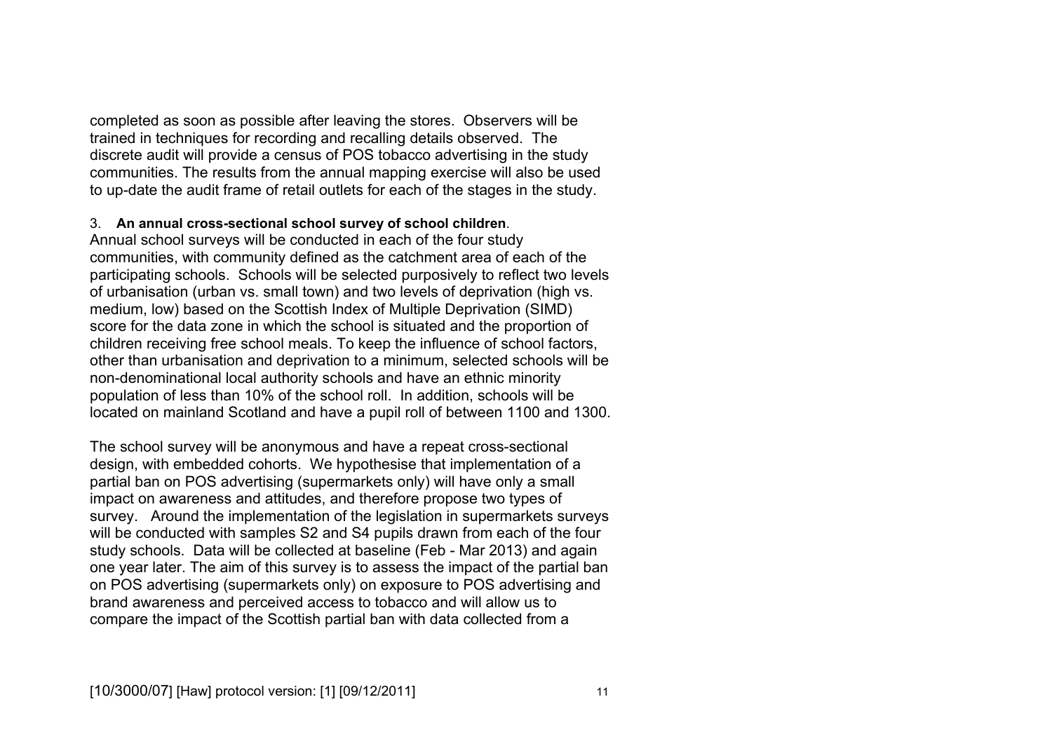completed as soon as possible after leaving the stores. Observers will be trained in techniques for recording and recalling details observed. The discrete audit will provide a census of POS tobacco advertising in the study communities. The results from the annual mapping exercise will also be used to up-date the audit frame of retail outlets for each of the stages in the study.

3. **An annual cross-sectional school survey of school children**.

Annual school surveys will be conducted in each of the four study communities, with community defined as the catchment area of each of the participating schools. Schools will be selected purposively to reflect two levels of urbanisation (urban vs. small town) and two levels of deprivation (high vs. medium, low) based on the Scottish Index of Multiple Deprivation (SIMD) score for the data zone in which the school is situated and the proportion of children receiving free school meals. To keep the influence of school factors, other than urbanisation and deprivation to a minimum, selected schools will be non-denominational local authority schools and have an ethnic minority population of less than 10% of the school roll. In addition, schools will be located on mainland Scotland and have a pupil roll of between 1100 and 1300.

The school survey will be anonymous and have a repeat cross-sectional design, with embedded cohorts. We hypothesise that implementation of a partial ban on POS advertising (supermarkets only) will have only a small impact on awareness and attitudes, and therefore propose two types of survey. Around the implementation of the legislation in supermarkets surveys will be conducted with samples S2 and S4 pupils drawn from each of the four study schools. Data will be collected at baseline (Feb - Mar 2013) and again one year later. The aim of this survey is to assess the impact of the partial ban on POS advertising (supermarkets only) on exposure to POS advertising and brand awareness and perceived access to tobacco and will allow us to compare the impact of the Scottish partial ban with data collected from a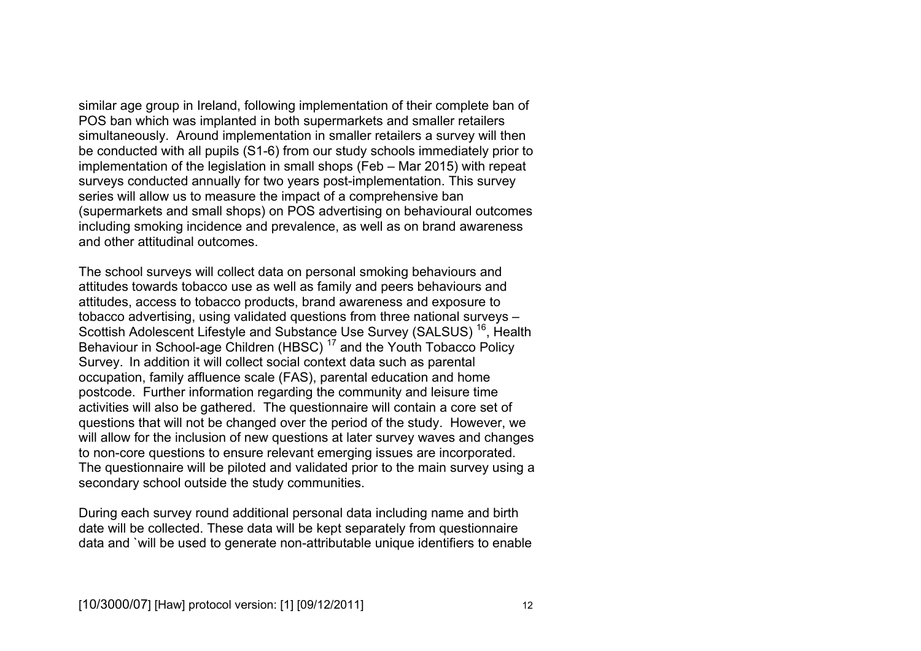similar age group in Ireland, following implementation of their complete ban of POS ban which was implanted in both supermarkets and smaller retailers simultaneously. Around implementation in smaller retailers a survey will then be conducted with all pupils (S1-6) from our study schools immediately prior to implementation of the legislation in small shops (Feb – Mar 2015) with repeat surveys conducted annually for two years post-implementation. This survey series will allow us to measure the impact of a comprehensive ban (supermarkets and small shops) on POS advertising on behavioural outcomes including smoking incidence and prevalence, as well as on brand awareness and other attitudinal outcomes.

The school surveys will collect data on personal smoking behaviours and attitudes towards tobacco use as well as family and peers behaviours and attitudes, access to tobacco products, brand awareness and exposure to tobacco advertising, using validated questions from three national surveys – Scottish Adolescent Lifestyle and Substance Use Survey (SALSUS) [16], Health Behaviour in School-age Children (HBSC) [17] and the Youth Tobacco Policy Survey. In addition it will collect social context data such as parental occupation, family affluence scale (FAS), parental education and home postcode. Further information regarding the community and leisure time activities will also be gathered. The questionnaire will contain a core set of questions that will not be changed over the period of the study. However, we will allow for the inclusion of new questions at later survey waves and changes to non-core questions to ensure relevant emerging issues are incorporated. The questionnaire will be piloted and validated prior to the main survey using a secondary school outside the study communities.

During each survey round additional personal data including name and birth date will be collected. These data will be kept separately from questionnaire data and `will be used to generate non-attributable unique identifiers to enable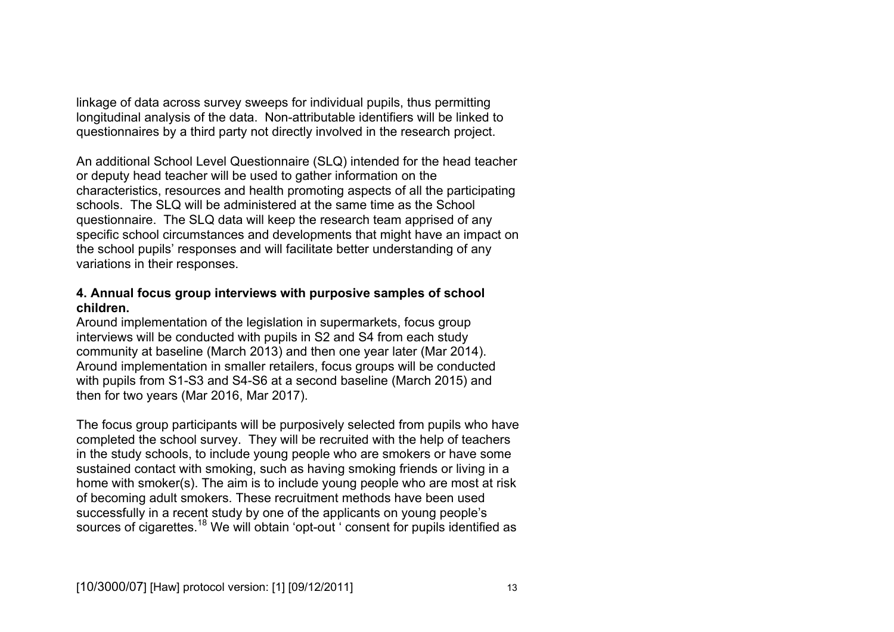linkage of data across survey sweeps for individual pupils, thus permitting longitudinal analysis of the data. Non-attributable identifiers will be linked to questionnaires by a third party not directly involved in the research project.

An additional School Level Questionnaire (SLQ) intended for the head teacher or deputy head teacher will be used to gather information on the characteristics, resources and health promoting aspects of all the participating schools. The SLQ will be administered at the same time as the School questionnaire. The SLQ data will keep the research team apprised of any specific school circumstances and developments that might have an impact on the school pupils' responses and will facilitate better understanding of any variations in their responses.

**4. Annual focus group interviews with purposive samples of school children.**

Around implementation of the legislation in supermarkets, focus group interviews will be conducted with pupils in S2 and S4 from each study community at baseline (March 2013) and then one year later (Mar 2014). Around implementation in smaller retailers, focus groups will be conducted with pupils from S1-S3 and S4-S6 at a second baseline (March 2015) and then for two years (Mar 2016, Mar 2017).

The focus group participants will be purposively selected from pupils who have completed the school survey. They will be recruited with the help of teachers in the study schools, to include young people who are smokers or have some sustained contact with smoking, such as having smoking friends or living in a home with smoker(s). The aim is to include young people who are most at risk of becoming adult smokers. These recruitment methods have been used successfully in a recent study by one of the applicants on young people's sources of cigarettes.[18] We will obtain 'opt-out ' consent for pupils identified as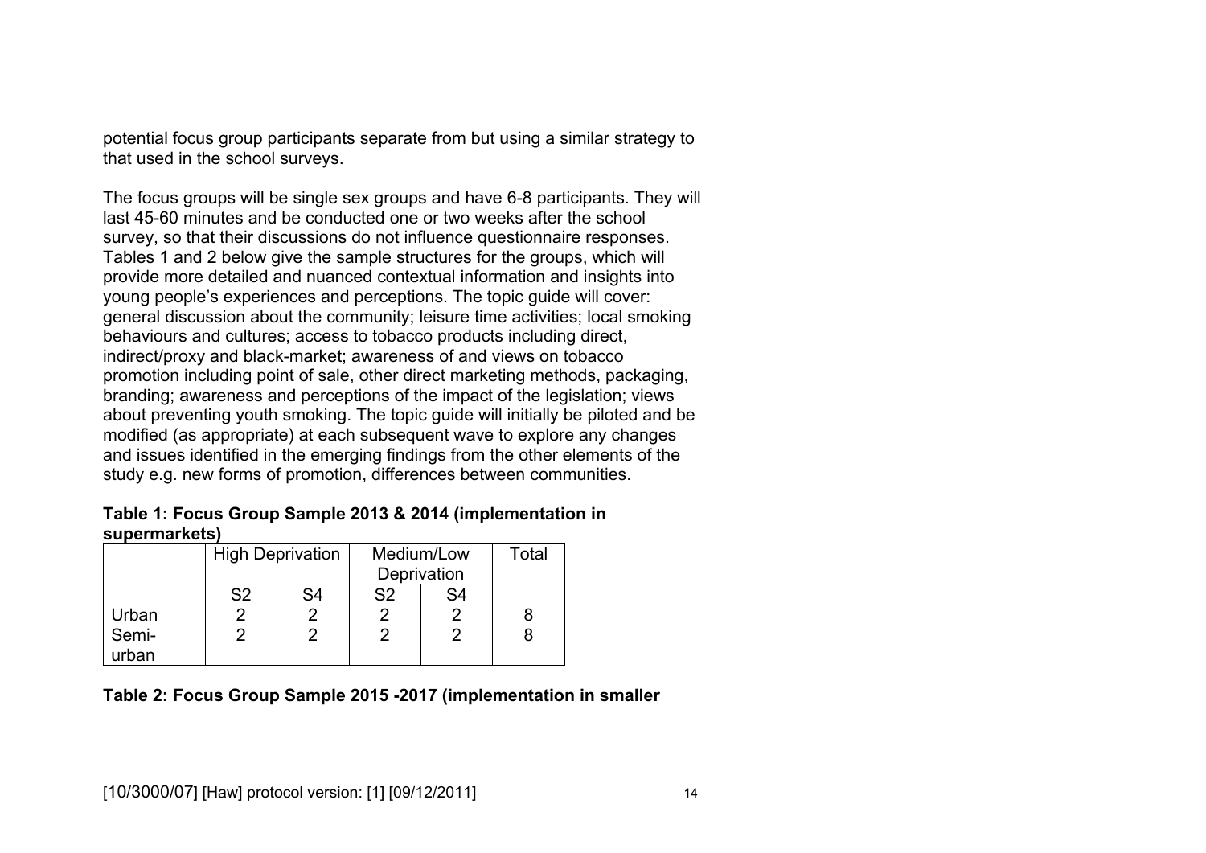potential focus group participants separate from but using a similar strategy to that used in the school surveys.

The focus groups will be single sex groups and have 6-8 participants. They will last 45-60 minutes and be conducted one or two weeks after the school survey, so that their discussions do not influence questionnaire responses. Tables 1 and 2 below give the sample structures for the groups, which will provide more detailed and nuanced contextual information and insights into young people's experiences and perceptions. The topic guide will cover: general discussion about the community; leisure time activities; local smoking behaviours and cultures; access to tobacco products including direct, indirect/proxy and black-market; awareness of and views on tobacco promotion including point of sale, other direct marketing methods, packaging, branding; awareness and perceptions of the impact of the legislation; views about preventing youth smoking. The topic guide will initially be piloted and be modified (as appropriate) at each subsequent wave to explore any changes and issues identified in the emerging findings from the other elements of the study e.g. new forms of promotion, differences between communities.

**Table 1: Focus Group Sample 2013 & 2014 (implementation in supermarkets)**

| | High Deprivation | | Medium/Low Deprivation | | Total |
|---|---|---|---|---|---|
| | S2 | S4 | S2 | S4 | |
| Urban | 2 | 2 | 2 | 2 | 8 |
| Semi-urban | 2 | 2 | 2 | 2 | 8 |

**Table 2: Focus Group Sample 2015 -2017 (implementation in smaller**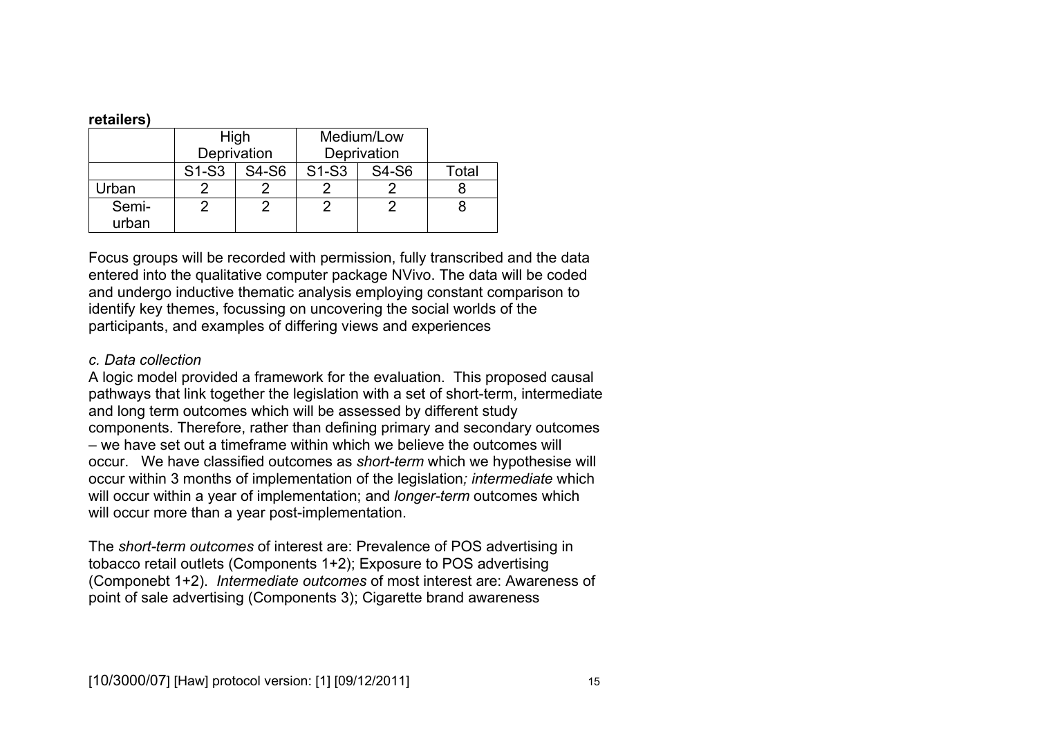**retailers)**

| | High Deprivation | | Medium/Low Deprivation | | |
|---|---|---|---|---|---|
| | S1-S3 | S4-S6 | S1-S3 | S4-S6 | Total |
| Urban | 2 | 2 | 2 | 2 | 8 |
| Semi-urban | 2 | 2 | 2 | 2 | 8 |

Focus groups will be recorded with permission, fully transcribed and the data entered into the qualitative computer package NVivo. The data will be coded and undergo inductive thematic analysis employing constant comparison to identify key themes, focussing on uncovering the social worlds of the participants, and examples of differing views and experiences

*c. Data collection*

A logic model provided a framework for the evaluation. This proposed causal pathways that link together the legislation with a set of short-term, intermediate and long term outcomes which will be assessed by different study components. Therefore, rather than defining primary and secondary outcomes – we have set out a timeframe within which we believe the outcomes will occur. We have classified outcomes as *short-term* which we hypothesise will occur within 3 months of implementation of the legislation*; intermediate* which will occur within a year of implementation; and *longer-term* outcomes which will occur more than a year post-implementation.

The *short-term outcomes* of interest are: Prevalence of POS advertising in tobacco retail outlets (Components 1+2); Exposure to POS advertising (Componebt 1+2). *Intermediate outcomes* of most interest are: Awareness of point of sale advertising (Components 3); Cigarette brand awareness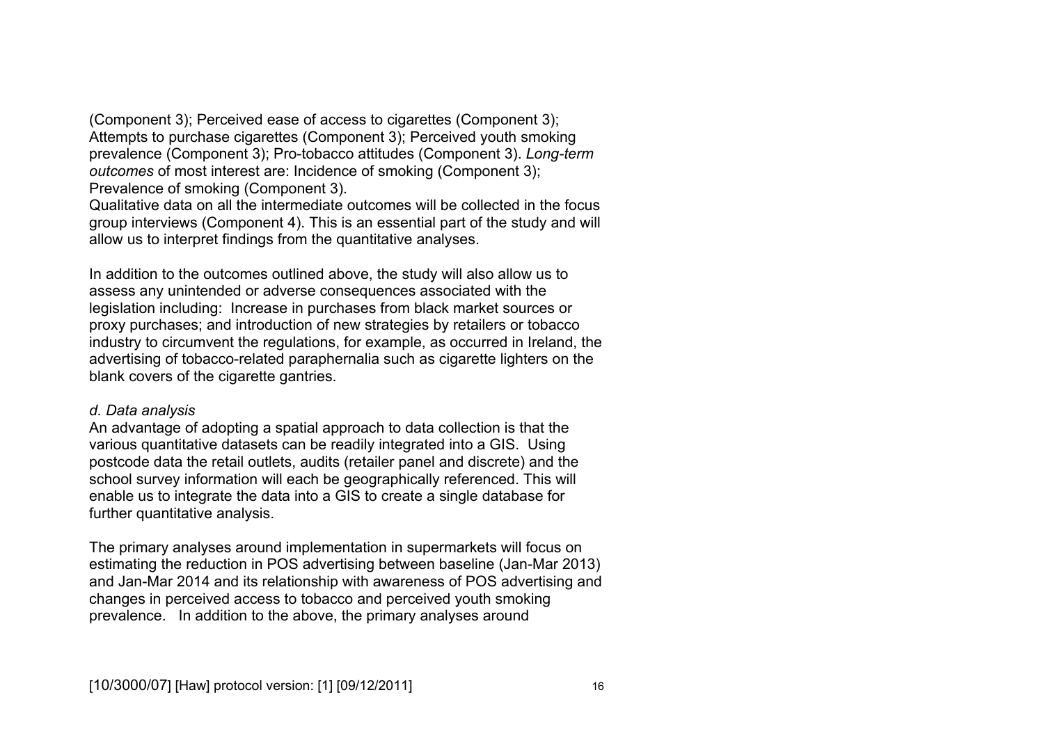(Component 3); Perceived ease of access to cigarettes (Component 3); Attempts to purchase cigarettes (Component 3); Perceived youth smoking prevalence (Component 3); Pro-tobacco attitudes (Component 3). *Long-term outcomes* of most interest are: Incidence of smoking (Component 3); Prevalence of smoking (Component 3).
Qualitative data on all the intermediate outcomes will be collected in the focus group interviews (Component 4). This is an essential part of the study and will allow us to interpret findings from the quantitative analyses.

In addition to the outcomes outlined above, the study will also allow us to assess any unintended or adverse consequences associated with the legislation including: Increase in purchases from black market sources or proxy purchases; and introduction of new strategies by retailers or tobacco industry to circumvent the regulations, for example, as occurred in Ireland, the advertising of tobacco-related paraphernalia such as cigarette lighters on the blank covers of the cigarette gantries.

*d. Data analysis*

An advantage of adopting a spatial approach to data collection is that the various quantitative datasets can be readily integrated into a GIS. Using postcode data the retail outlets, audits (retailer panel and discrete) and the school survey information will each be geographically referenced. This will enable us to integrate the data into a GIS to create a single database for further quantitative analysis.

The primary analyses around implementation in supermarkets will focus on estimating the reduction in POS advertising between baseline (Jan-Mar 2013) and Jan-Mar 2014 and its relationship with awareness of POS advertising and changes in perceived access to tobacco and perceived youth smoking prevalence. In addition to the above, the primary analyses around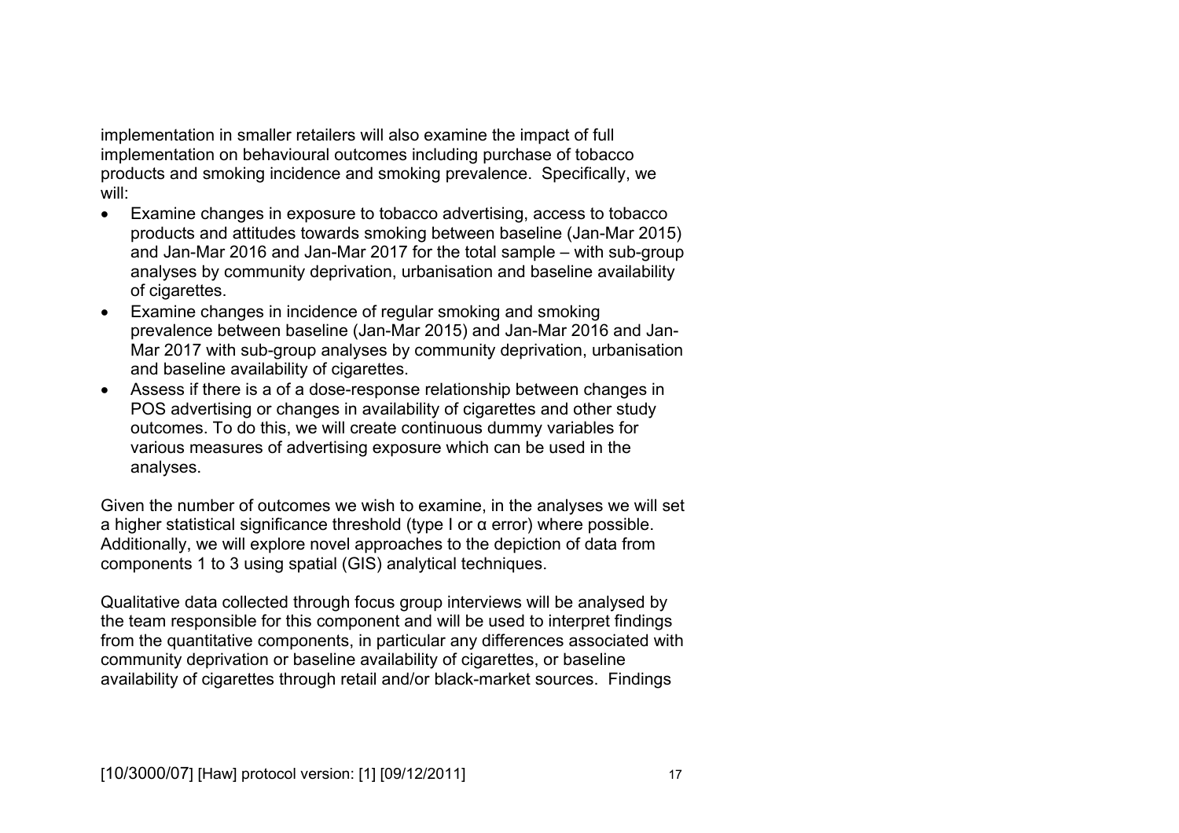implementation in smaller retailers will also examine the impact of full implementation on behavioural outcomes including purchase of tobacco products and smoking incidence and smoking prevalence. Specifically, we will:

- Examine changes in exposure to tobacco advertising, access to tobacco products and attitudes towards smoking between baseline (Jan-Mar 2015) and Jan-Mar 2016 and Jan-Mar 2017 for the total sample – with sub-group analyses by community deprivation, urbanisation and baseline availability of cigarettes.
- Examine changes in incidence of regular smoking and smoking prevalence between baseline (Jan-Mar 2015) and Jan-Mar 2016 and Jan-Mar 2017 with sub-group analyses by community deprivation, urbanisation and baseline availability of cigarettes.
- Assess if there is a of a dose-response relationship between changes in POS advertising or changes in availability of cigarettes and other study outcomes. To do this, we will create continuous dummy variables for various measures of advertising exposure which can be used in the analyses.

Given the number of outcomes we wish to examine, in the analyses we will set a higher statistical significance threshold (type I or α error) where possible. Additionally, we will explore novel approaches to the depiction of data from components 1 to 3 using spatial (GIS) analytical techniques.

Qualitative data collected through focus group interviews will be analysed by the team responsible for this component and will be used to interpret findings from the quantitative components, in particular any differences associated with community deprivation or baseline availability of cigarettes, or baseline availability of cigarettes through retail and/or black-market sources. Findings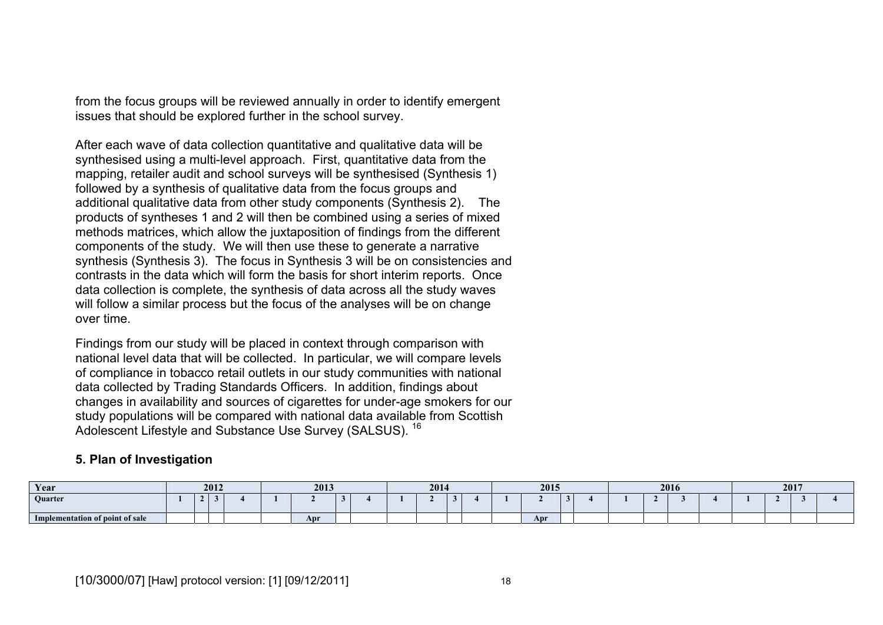from the focus groups will be reviewed annually in order to identify emergent issues that should be explored further in the school survey.

After each wave of data collection quantitative and qualitative data will be synthesised using a multi-level approach. First, quantitative data from the mapping, retailer audit and school surveys will be synthesised (Synthesis 1) followed by a synthesis of qualitative data from the focus groups and additional qualitative data from other study components (Synthesis 2). The products of syntheses 1 and 2 will then be combined using a series of mixed methods matrices, which allow the juxtaposition of findings from the different components of the study. We will then use these to generate a narrative synthesis (Synthesis 3). The focus in Synthesis 3 will be on consistencies and contrasts in the data which will form the basis for short interim reports. Once data collection is complete, the synthesis of data across all the study waves will follow a similar process but the focus of the analyses will be on change over time.

Findings from our study will be placed in context through comparison with national level data that will be collected. In particular, we will compare levels of compliance in tobacco retail outlets in our study communities with national data collected by Trading Standards Officers. In addition, findings about changes in availability and sources of cigarettes for under-age smokers for our study populations will be compared with national data available from Scottish Adolescent Lifestyle and Substance Use Survey (SALSUS). [16]

## 5. Plan of Investigation

| Year | 2012 | | | | 2013 | | | | 2014 | | | | 2015 | | | | 2016 | | | | 2017 | | | |
|---|---|---|---|---|---|---|---|---|---|---|---|---|---|---|---|---|---|---|---|---|---|---|---|---|
| Quarter | 1 | 2 | 3 | 4 | 1 | 2 | 3 | 4 | 1 | 2 | 3 | 4 | 1 | 2 | 3 | 4 | 1 | 2 | 3 | 4 | 1 | 2 | 3 | 4 |
| Implementation of point of sale | | | | | | Apr | | | | | | | | Apr | | | | | | | | | | |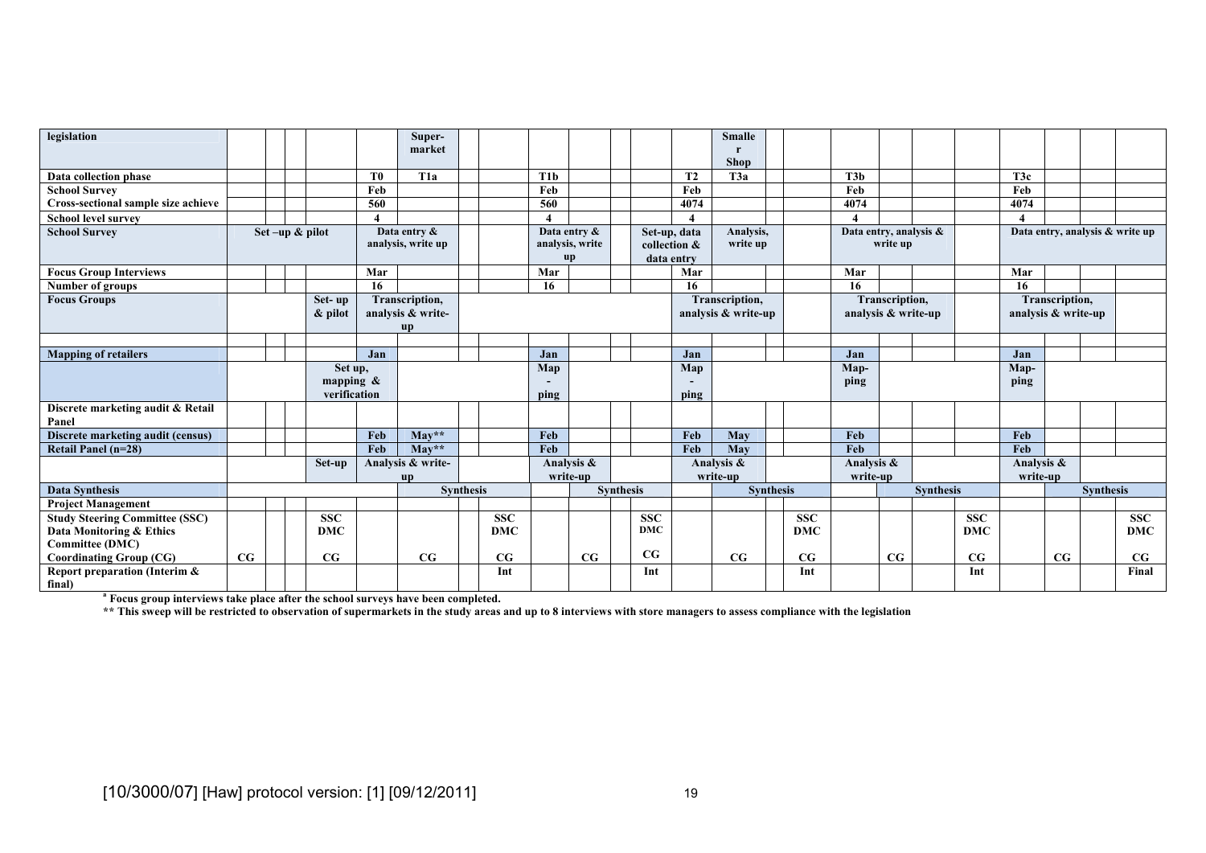| legislation | | | | | | Super-market | | | | | | | | Smaller Shop | | | | | | | | | | |
|---|---|---|---|---|---|---|---|---|---|---|---|---|---|---|---|---|---|---|---|---|---|---|---|---|
| **Data collection phase** | | | | | T0 | T1a | | | T1b | | | | T2 | T3a | | | T3b | | | | T3c | | | |
| **School Survey** | | | | | Feb | | | | Feb | | | | Feb | | | | Feb | | | | Feb | | | |
| **Cross-sectional sample size achieve** | | | | | 560 | | | | 560 | | | | 4074 | | | | 4074 | | | | 4074 | | | |
| **School level survey** | | | | | 4 | | | | 4 | | | | 4 | | | | 4 | | | | 4 | | | |
| **School Survey** | Set –up & pilot | | | | Data entry & analysis, write up | | | | Data entry & analysis, write up | | | Set-up, data collection & data entry | | Analysis, write up | | | Data entry, analysis & write up | | | | Data entry, analysis & write up | | | |
| **Focus Group Interviews** | | | | | Mar | | | | Mar | | | | Mar | | | | Mar | | | | Mar | | | |
| **Number of groups** | | | | | 16 | | | | 16 | | | | 16 | | | | 16 | | | | 16 | | | |
| **Focus Groups** | | | | Set- up & pilot | Transcription, analysis & write-up | | | | | | | | Transcription, analysis & write-up | | | | Transcription, analysis & write-up | | | | Transcription, analysis & write-up | | | |
| | | | | | | | | | | | | | | | | | | | | | | | | |
| **Mapping of retailers** | | | | | Jan | | | | Jan | | | | Jan | | | | Jan | | | | Jan | | | |
| | | | | Set up, mapping & verification | | | | | Map-ping | | | | Map-ping | | | | Map-ping | | | | Map-ping | | | |
| **Discrete marketing audit & Retail Panel** | | | | | | | | | | | | | | | | | | | | | | | | |
| **Discrete marketing audit (census)** | | | | | Feb | May** | | | Feb | | | | Feb | May | | | Feb | | | | Feb | | | |
| **Retail Panel (n=28)** | | | | | Feb | May** | | | Feb | | | | Feb | May | | | Feb | | | | Feb | | | |
| | | | | Set-up | Analysis & write-up | | | | Analysis & write-up | | | | Analysis & write-up | | | | Analysis & write-up | | | | Analysis & write-up | | | |
| **Data Synthesis** | | | | | | | Synthesis | | | | Synthesis | | | | Synthesis | | | | Synthesis | | | | Synthesis | |
| **Project Management** | | | | | | | | | | | | | | | | | | | | | | | | |
| **Study Steering Committee (SSC) Data Monitoring & Ethics Committee (DMC) Coordinating Group (CG)** | CG | | | SSC DMC CG | | CG | | SSC DMC CG | | CG | | SSC DMC CG | | CG | | SSC DMC CG | | CG | | SSC DMC CG | | CG | | SSC DMC CG |
| **Report preparation (Interim & final)** | | | | | | | | Int | | | | Int | | | | Int | | | | Int | | | | Final |

[a] **Focus group interviews take place after the school surveys have been completed.**

**** This sweep will be restricted to observation of supermarkets in the study areas and up to 8 interviews with store managers to assess compliance with the legislation**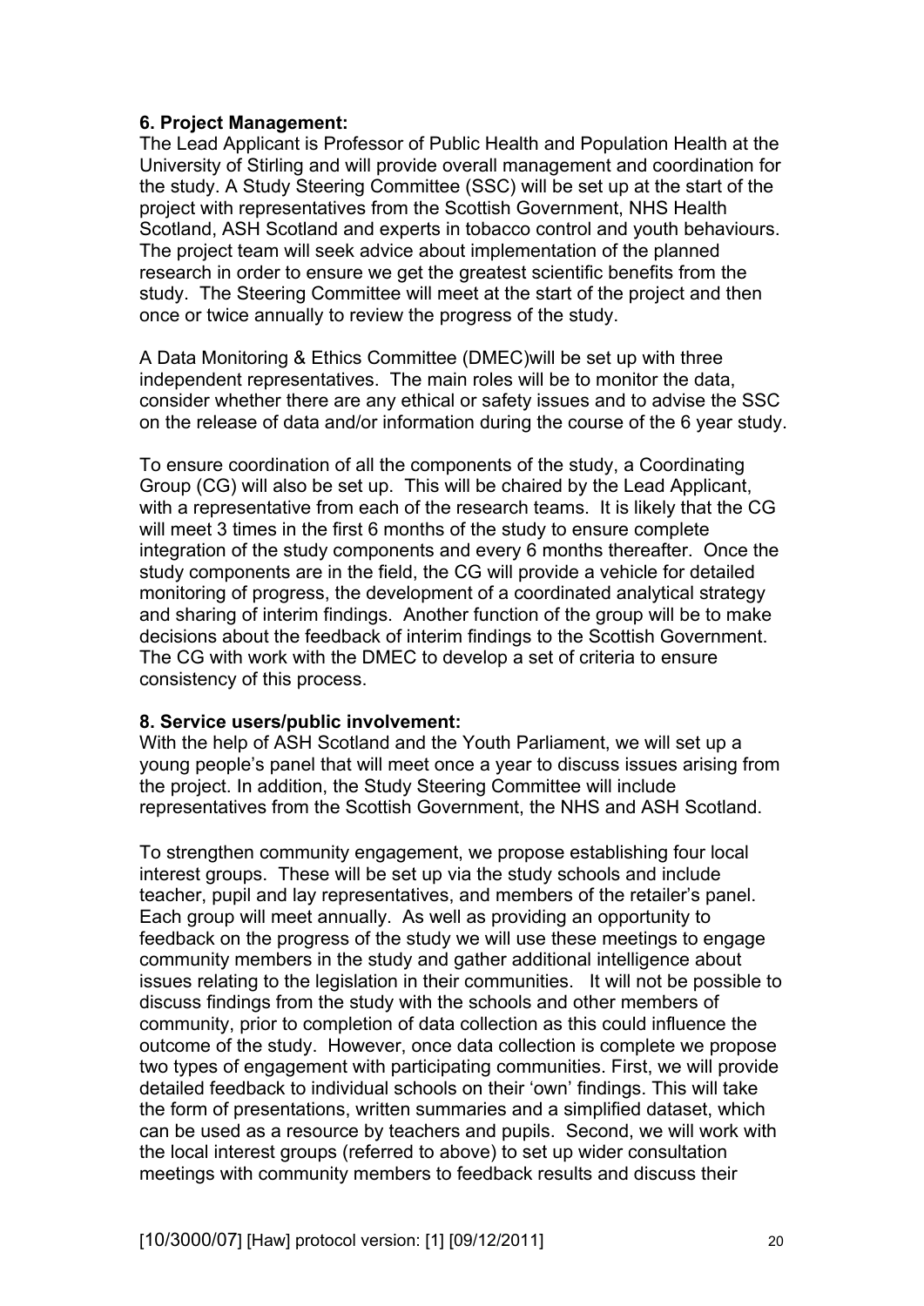**6. Project Management:**

The Lead Applicant is Professor of Public Health and Population Health at the University of Stirling and will provide overall management and coordination for the study. A Study Steering Committee (SSC) will be set up at the start of the project with representatives from the Scottish Government, NHS Health Scotland, ASH Scotland and experts in tobacco control and youth behaviours. The project team will seek advice about implementation of the planned research in order to ensure we get the greatest scientific benefits from the study. The Steering Committee will meet at the start of the project and then once or twice annually to review the progress of the study.

A Data Monitoring & Ethics Committee (DMEC)will be set up with three independent representatives. The main roles will be to monitor the data, consider whether there are any ethical or safety issues and to advise the SSC on the release of data and/or information during the course of the 6 year study.

To ensure coordination of all the components of the study, a Coordinating Group (CG) will also be set up. This will be chaired by the Lead Applicant, with a representative from each of the research teams. It is likely that the CG will meet 3 times in the first 6 months of the study to ensure complete integration of the study components and every 6 months thereafter. Once the study components are in the field, the CG will provide a vehicle for detailed monitoring of progress, the development of a coordinated analytical strategy and sharing of interim findings. Another function of the group will be to make decisions about the feedback of interim findings to the Scottish Government. The CG with work with the DMEC to develop a set of criteria to ensure consistency of this process.

**8. Service users/public involvement:**

With the help of ASH Scotland and the Youth Parliament, we will set up a young people's panel that will meet once a year to discuss issues arising from the project. In addition, the Study Steering Committee will include representatives from the Scottish Government, the NHS and ASH Scotland.

To strengthen community engagement, we propose establishing four local interest groups. These will be set up via the study schools and include teacher, pupil and lay representatives, and members of the retailer's panel. Each group will meet annually. As well as providing an opportunity to feedback on the progress of the study we will use these meetings to engage community members in the study and gather additional intelligence about issues relating to the legislation in their communities. It will not be possible to discuss findings from the study with the schools and other members of community, prior to completion of data collection as this could influence the outcome of the study. However, once data collection is complete we propose two types of engagement with participating communities. First, we will provide detailed feedback to individual schools on their 'own' findings. This will take the form of presentations, written summaries and a simplified dataset, which can be used as a resource by teachers and pupils. Second, we will work with the local interest groups (referred to above) to set up wider consultation meetings with community members to feedback results and discuss their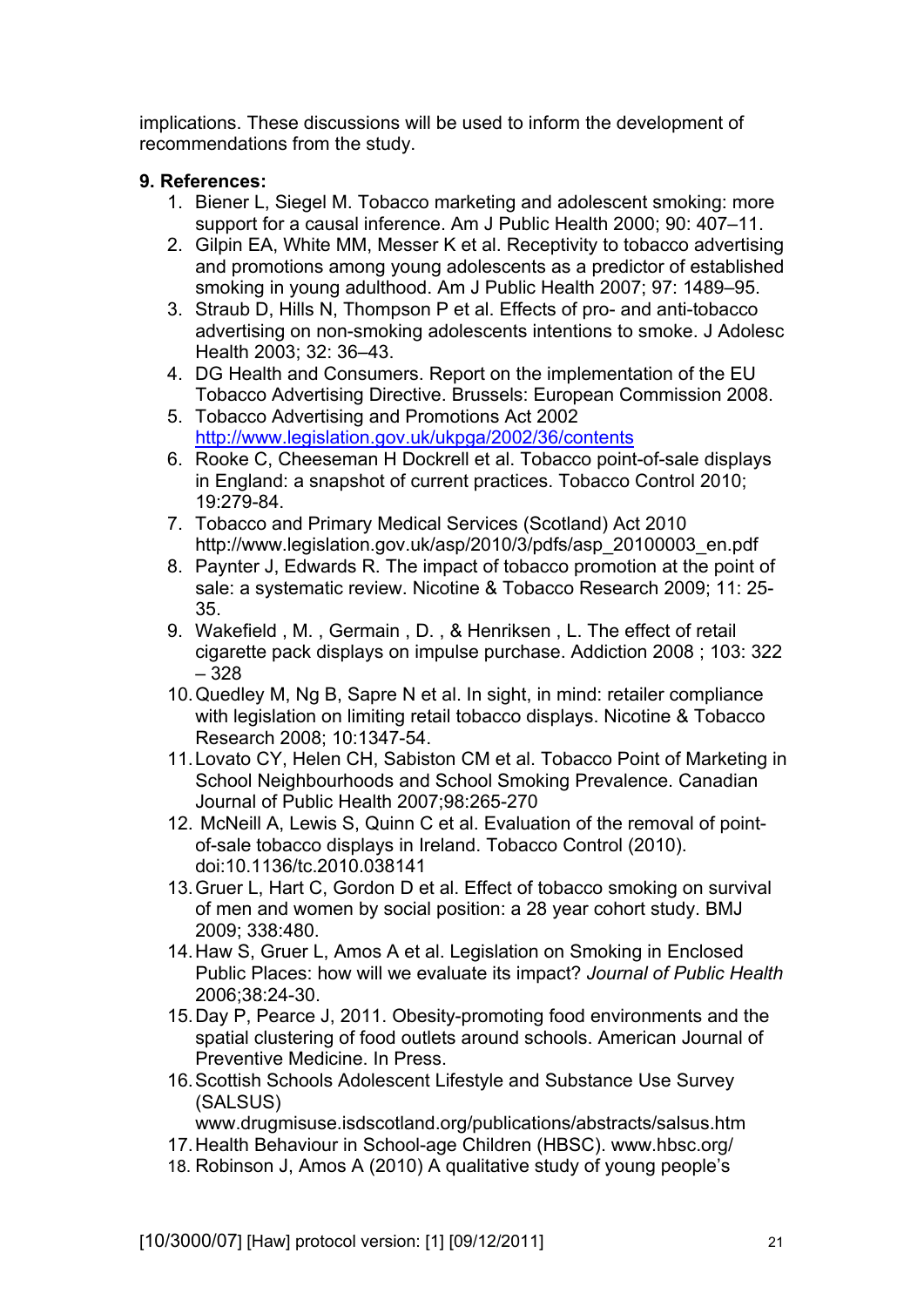implications. These discussions will be used to inform the development of recommendations from the study.

**9. References:**

1. Biener L, Siegel M. Tobacco marketing and adolescent smoking: more support for a causal inference. Am J Public Health 2000; 90: 407–11.
2. Gilpin EA, White MM, Messer K et al. Receptivity to tobacco advertising and promotions among young adolescents as a predictor of established smoking in young adulthood. Am J Public Health 2007; 97: 1489–95.
3. Straub D, Hills N, Thompson P et al. Effects of pro- and anti-tobacco advertising on non-smoking adolescents intentions to smoke. J Adolesc Health 2003; 32: 36–43.
4. DG Health and Consumers. Report on the implementation of the EU Tobacco Advertising Directive. Brussels: European Commission 2008.
5. Tobacco Advertising and Promotions Act 2002 http://www.legislation.gov.uk/ukpga/2002/36/contents
6. Rooke C, Cheeseman H Dockrell et al. Tobacco point-of-sale displays in England: a snapshot of current practices. Tobacco Control 2010; 19:279-84.
7. Tobacco and Primary Medical Services (Scotland) Act 2010 http://www.legislation.gov.uk/asp/2010/3/pdfs/asp_20100003_en.pdf
8. Paynter J, Edwards R. The impact of tobacco promotion at the point of sale: a systematic review. Nicotine & Tobacco Research 2009; 11: 25-35.
9. Wakefield , M. , Germain , D. , & Henriksen , L. The effect of retail cigarette pack displays on impulse purchase. Addiction 2008 ; 103: 322 – 328
10. Quedley M, Ng B, Sapre N et al. In sight, in mind: retailer compliance with legislation on limiting retail tobacco displays. Nicotine & Tobacco Research 2008; 10:1347-54.
11. Lovato CY, Helen CH, Sabiston CM et al. Tobacco Point of Marketing in School Neighbourhoods and School Smoking Prevalence. Canadian Journal of Public Health 2007;98:265-270
12. McNeill A, Lewis S, Quinn C et al. Evaluation of the removal of point-of-sale tobacco displays in Ireland. Tobacco Control (2010). doi:10.1136/tc.2010.038141
13. Gruer L, Hart C, Gordon D et al. Effect of tobacco smoking on survival of men and women by social position: a 28 year cohort study. BMJ 2009; 338:480.
14. Haw S, Gruer L, Amos A et al. Legislation on Smoking in Enclosed Public Places: how will we evaluate its impact? *Journal of Public Health* 2006;38:24-30.
15. Day P, Pearce J, 2011. Obesity-promoting food environments and the spatial clustering of food outlets around schools. American Journal of Preventive Medicine. In Press.
16. Scottish Schools Adolescent Lifestyle and Substance Use Survey (SALSUS) www.drugmisuse.isdscotland.org/publications/abstracts/salsus.htm
17. Health Behaviour in School-age Children (HBSC). www.hbsc.org/
18. Robinson J, Amos A (2010) A qualitative study of young people's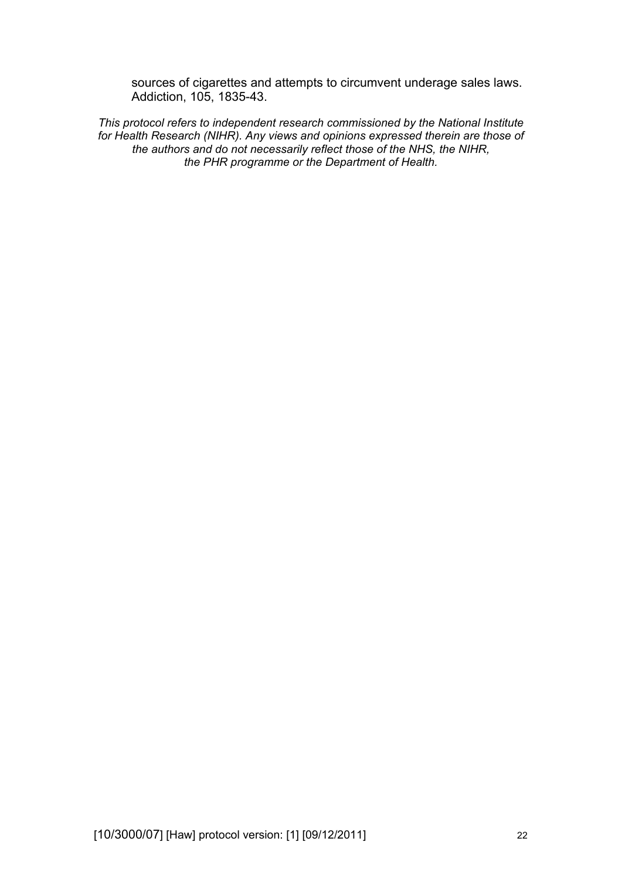sources of cigarettes and attempts to circumvent underage sales laws. Addiction, 105, 1835-43.

*This protocol refers to independent research commissioned by the National Institute for Health Research (NIHR). Any views and opinions expressed therein are those of the authors and do not necessarily reflect those of the NHS, the NIHR, the PHR programme or the Department of Health.*